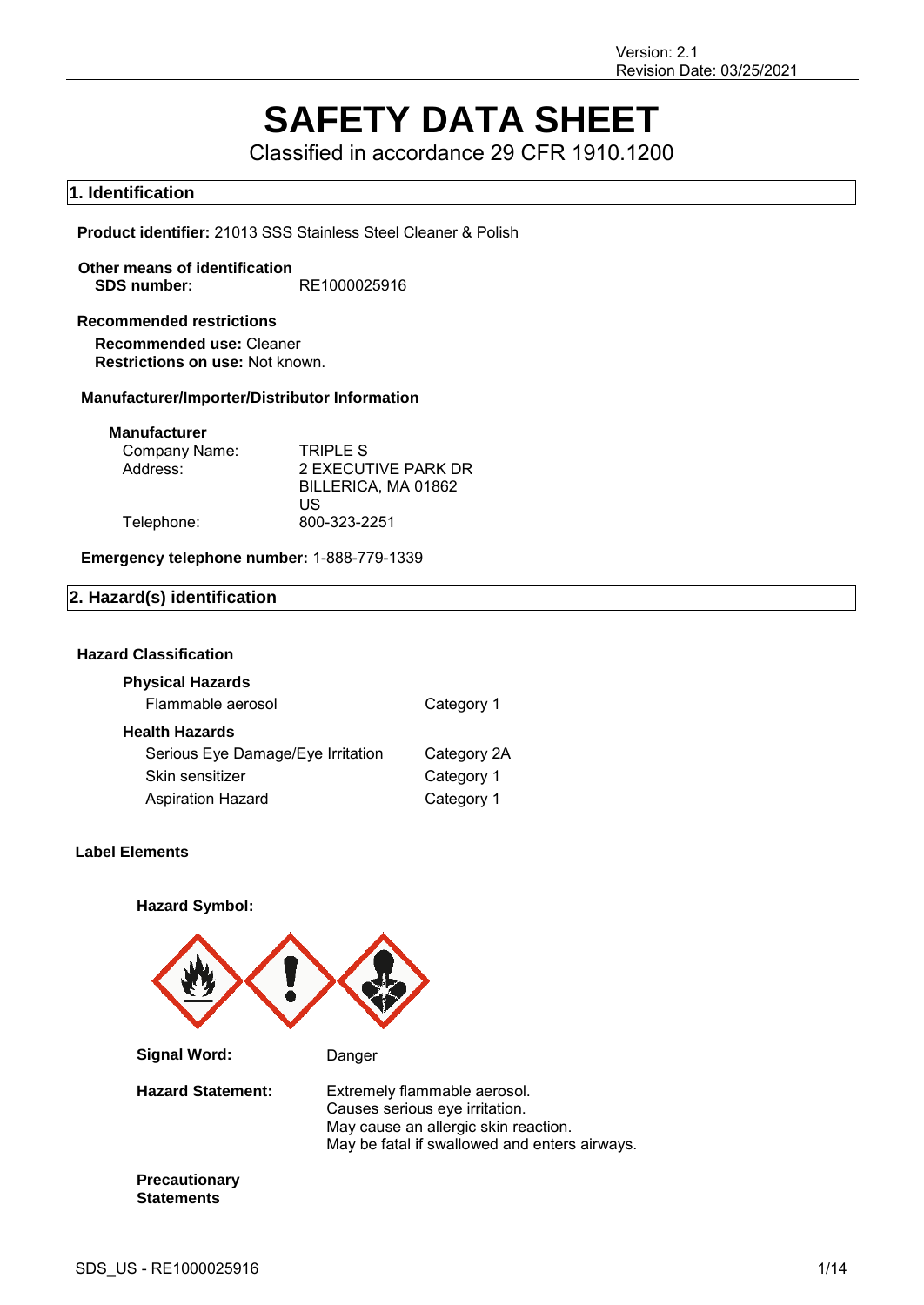Version: 2.1
Revision Date: 03/25/2021

# SAFETY DATA SHEET

Classified in accordance 29 CFR 1910.1200

## 1. Identification

**Product identifier:** 21013 SSS Stainless Steel Cleaner & Polish

**Other means of identification**
**SDS number:** RE1000025916

**Recommended restrictions**
**Recommended use:** Cleaner
**Restrictions on use:** Not known.

**Manufacturer/Importer/Distributor Information**

**Manufacturer**

| | |
|---|---|
| Company Name: | TRIPLE S |
| Address: | 2 EXECUTIVE PARK DR<br>BILLERICA, MA 01862<br>US |
| Telephone: | 800-323-2251 |

**Emergency telephone number:** 1-888-779-1339

## 2. Hazard(s) identification

**Hazard Classification**

**Physical Hazards**

| | |
|---|---|
| Flammable aerosol | Category 1 |

**Health Hazards**

| | |
|---|---|
| Serious Eye Damage/Eye Irritation | Category 2A |
| Skin sensitizer | Category 1 |
| Aspiration Hazard | Category 1 |

**Label Elements**

**Hazard Symbol:**

**Signal Word:** Danger

**Hazard Statement:** Extremely flammable aerosol.
Causes serious eye irritation.
May cause an allergic skin reaction.
May be fatal if swallowed and enters airways.

**Precautionary Statements**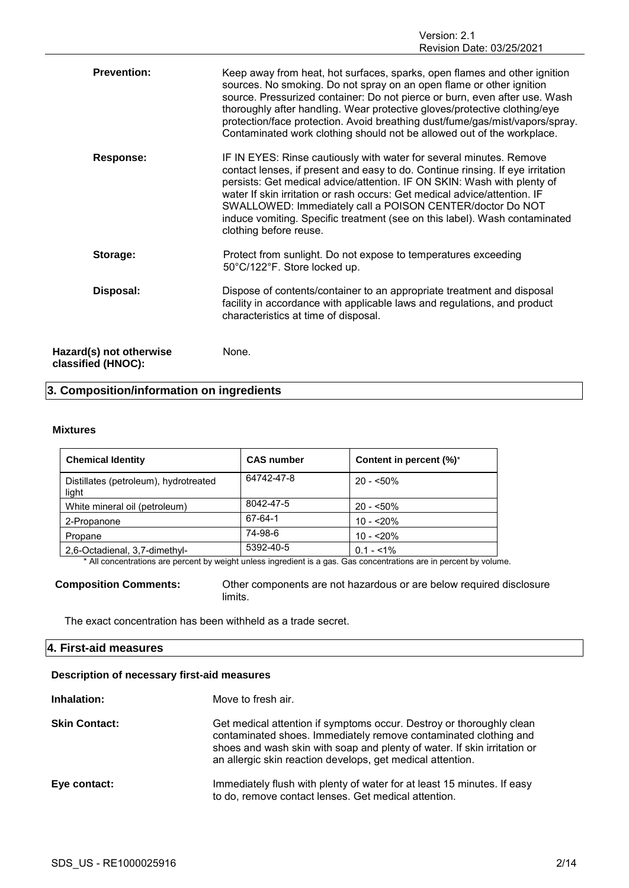**Prevention:** Keep away from heat, hot surfaces, sparks, open flames and other ignition sources. No smoking. Do not spray on an open flame or other ignition source. Pressurized container: Do not pierce or burn, even after use. Wash thoroughly after handling. Wear protective gloves/protective clothing/eye protection/face protection. Avoid breathing dust/fume/gas/mist/vapors/spray. Contaminated work clothing should not be allowed out of the workplace.

**Response:** IF IN EYES: Rinse cautiously with water for several minutes. Remove contact lenses, if present and easy to do. Continue rinsing. If eye irritation persists: Get medical advice/attention. IF ON SKIN: Wash with plenty of water If skin irritation or rash occurs: Get medical advice/attention. IF SWALLOWED: Immediately call a POISON CENTER/doctor Do NOT induce vomiting. Specific treatment (see on this label). Wash contaminated clothing before reuse.

**Storage:** Protect from sunlight. Do not expose to temperatures exceeding 50°C/122°F. Store locked up.

**Disposal:** Dispose of contents/container to an appropriate treatment and disposal facility in accordance with applicable laws and regulations, and product characteristics at time of disposal.

**Hazard(s) not otherwise classified (HNOC):** None.

## 3. Composition/information on ingredients

### Mixtures

| Chemical Identity | CAS number | Content in percent (%)* |
|---|---|---|
| Distillates (petroleum), hydrotreated light | 64742-47-8 | 20 - <50% |
| White mineral oil (petroleum) | 8042-47-5 | 20 - <50% |
| 2-Propanone | 67-64-1 | 10 - <20% |
| Propane | 74-98-6 | 10 - <20% |
| 2,6-Octadienal, 3,7-dimethyl- | 5392-40-5 | 0.1 - <1% |

\* All concentrations are percent by weight unless ingredient is a gas. Gas concentrations are in percent by volume.

**Composition Comments:** Other components are not hazardous or are below required disclosure limits.

The exact concentration has been withheld as a trade secret.

## 4. First-aid measures

### Description of necessary first-aid measures

**Inhalation:** Move to fresh air.

**Skin Contact:** Get medical attention if symptoms occur. Destroy or thoroughly clean contaminated shoes. Immediately remove contaminated clothing and shoes and wash skin with soap and plenty of water. If skin irritation or an allergic skin reaction develops, get medical attention.

**Eye contact:** Immediately flush with plenty of water for at least 15 minutes. If easy to do, remove contact lenses. Get medical attention.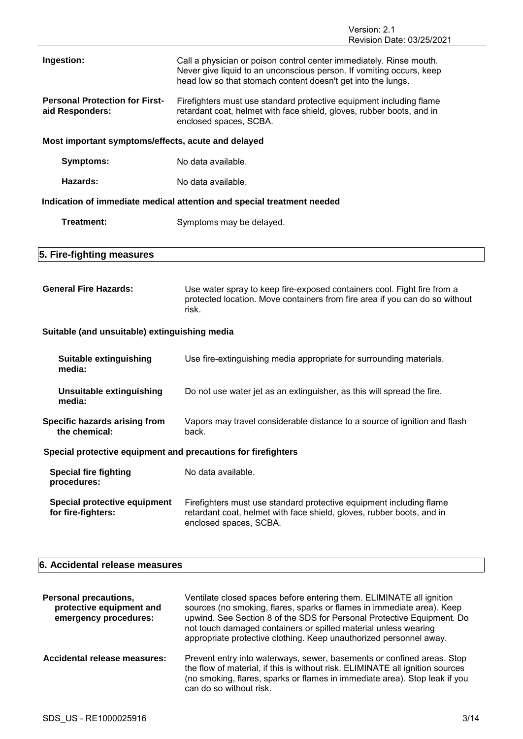**Ingestion:** Call a physician or poison control center immediately. Rinse mouth. Never give liquid to an unconscious person. If vomiting occurs, keep head low so that stomach content doesn't get into the lungs.

**Personal Protection for First-aid Responders:** Firefighters must use standard protective equipment including flame retardant coat, helmet with face shield, gloves, rubber boots, and in enclosed spaces, SCBA.

**Most important symptoms/effects, acute and delayed**

**Symptoms:** No data available.

**Hazards:** No data available.

**Indication of immediate medical attention and special treatment needed**

**Treatment:** Symptoms may be delayed.

## 5. Fire-fighting measures

**General Fire Hazards:** Use water spray to keep fire-exposed containers cool. Fight fire from a protected location. Move containers from fire area if you can do so without risk.

**Suitable (and unsuitable) extinguishing media**

**Suitable extinguishing media:** Use fire-extinguishing media appropriate for surrounding materials.

**Unsuitable extinguishing media:** Do not use water jet as an extinguisher, as this will spread the fire.

**Specific hazards arising from the chemical:** Vapors may travel considerable distance to a source of ignition and flash back.

**Special protective equipment and precautions for firefighters**

**Special fire fighting procedures:** No data available.

**Special protective equipment for fire-fighters:** Firefighters must use standard protective equipment including flame retardant coat, helmet with face shield, gloves, rubber boots, and in enclosed spaces, SCBA.

## 6. Accidental release measures

**Personal precautions, protective equipment and emergency procedures:** Ventilate closed spaces before entering them. ELIMINATE all ignition sources (no smoking, flares, sparks or flames in immediate area). Keep upwind. See Section 8 of the SDS for Personal Protective Equipment. Do not touch damaged containers or spilled material unless wearing appropriate protective clothing. Keep unauthorized personnel away.

**Accidental release measures:** Prevent entry into waterways, sewer, basements or confined areas. Stop the flow of material, if this is without risk. ELIMINATE all ignition sources (no smoking, flares, sparks or flames in immediate area). Stop leak if you can do so without risk.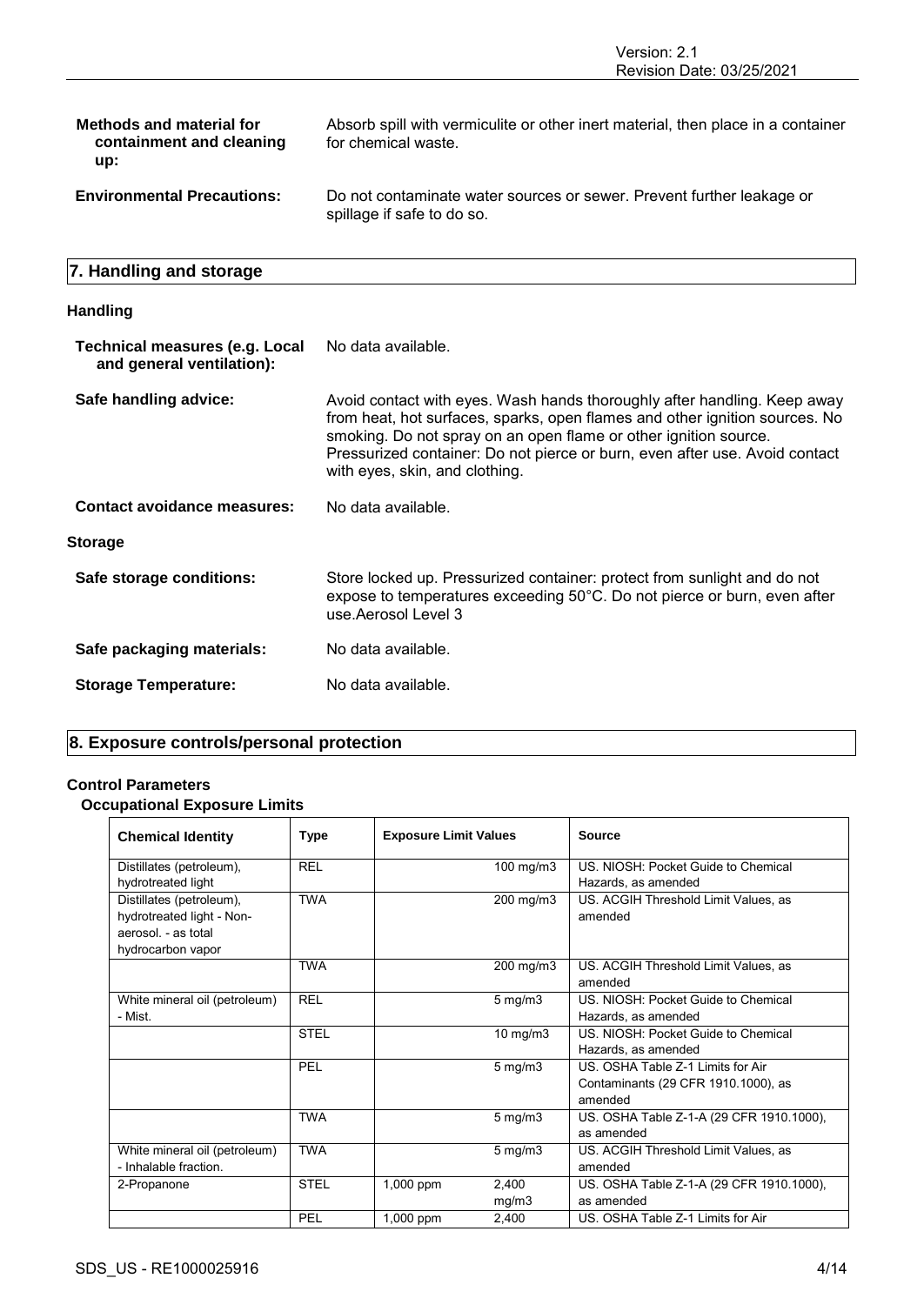**Methods and material for containment and cleaning up:** Absorb spill with vermiculite or other inert material, then place in a container for chemical waste.

**Environmental Precautions:** Do not contaminate water sources or sewer. Prevent further leakage or spillage if safe to do so.

## 7. Handling and storage

### Handling

**Technical measures (e.g. Local and general ventilation):** No data available.

**Safe handling advice:** Avoid contact with eyes. Wash hands thoroughly after handling. Keep away from heat, hot surfaces, sparks, open flames and other ignition sources. No smoking. Do not spray on an open flame or other ignition source. Pressurized container: Do not pierce or burn, even after use. Avoid contact with eyes, skin, and clothing.

**Contact avoidance measures:** No data available.

### Storage

**Safe storage conditions:** Store locked up. Pressurized container: protect from sunlight and do not expose to temperatures exceeding 50°C. Do not pierce or burn, even after use.Aerosol Level 3

**Safe packaging materials:** No data available.

**Storage Temperature:** No data available.

## 8. Exposure controls/personal protection

### Control Parameters

#### Occupational Exposure Limits

| Chemical Identity | Type | Exposure Limit Values | | Source |
|---|---|---|---|---|
| Distillates (petroleum), hydrotreated light | REL | | 100 mg/m3 | US. NIOSH: Pocket Guide to Chemical Hazards, as amended |
| Distillates (petroleum), hydrotreated light - Non-aerosol. - as total hydrocarbon vapor | TWA | | 200 mg/m3 | US. ACGIH Threshold Limit Values, as amended |
| | TWA | | 200 mg/m3 | US. ACGIH Threshold Limit Values, as amended |
| White mineral oil (petroleum) - Mist. | REL | | 5 mg/m3 | US. NIOSH: Pocket Guide to Chemical Hazards, as amended |
| | STEL | | 10 mg/m3 | US. NIOSH: Pocket Guide to Chemical Hazards, as amended |
| | PEL | | 5 mg/m3 | US. OSHA Table Z-1 Limits for Air Contaminants (29 CFR 1910.1000), as amended |
| | TWA | | 5 mg/m3 | US. OSHA Table Z-1-A (29 CFR 1910.1000), as amended |
| White mineral oil (petroleum) - Inhalable fraction. | TWA | | 5 mg/m3 | US. ACGIH Threshold Limit Values, as amended |
| 2-Propanone | STEL | 1,000 ppm | 2,400 mg/m3 | US. OSHA Table Z-1-A (29 CFR 1910.1000), as amended |
| | PEL | 1,000 ppm | 2,400 | US. OSHA Table Z-1 Limits for Air |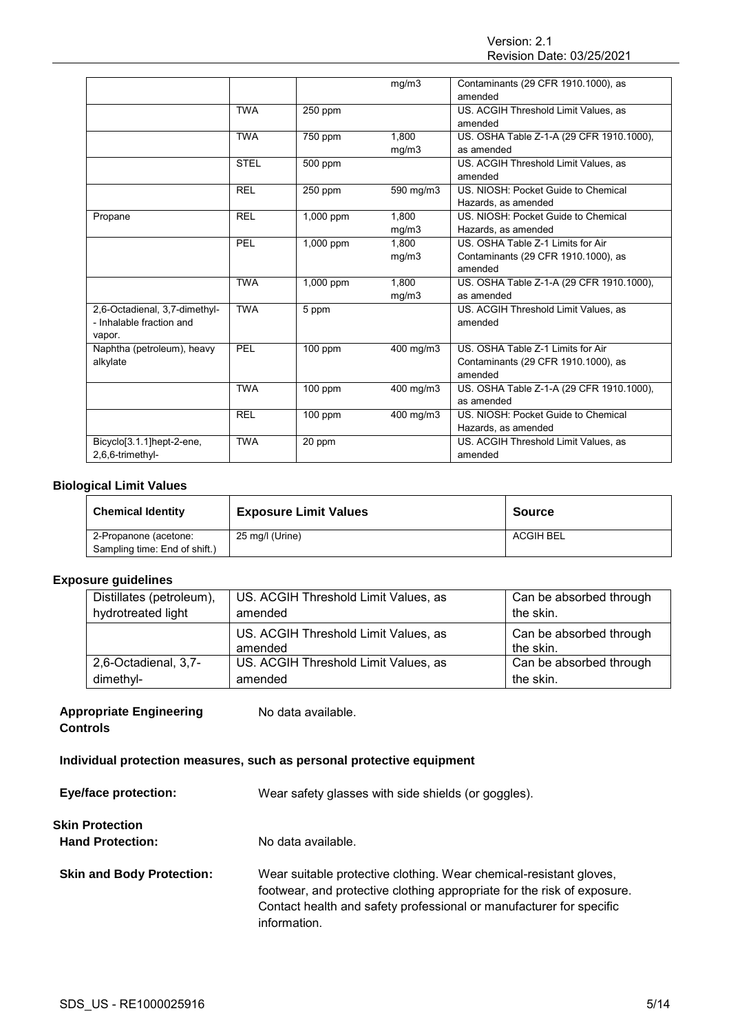| | | | | |
|---|---|---|---|---|
| | | | mg/m3 | Contaminants (29 CFR 1910.1000), as amended |
| | TWA | 250 ppm | | US. ACGIH Threshold Limit Values, as amended |
| | TWA | 750 ppm | 1,800 mg/m3 | US. OSHA Table Z-1-A (29 CFR 1910.1000), as amended |
| | STEL | 500 ppm | | US. ACGIH Threshold Limit Values, as amended |
| | REL | 250 ppm | 590 mg/m3 | US. NIOSH: Pocket Guide to Chemical Hazards, as amended |
| Propane | REL | 1,000 ppm | 1,800 mg/m3 | US. NIOSH: Pocket Guide to Chemical Hazards, as amended |
| | PEL | 1,000 ppm | 1,800 mg/m3 | US. OSHA Table Z-1 Limits for Air Contaminants (29 CFR 1910.1000), as amended |
| | TWA | 1,000 ppm | 1,800 mg/m3 | US. OSHA Table Z-1-A (29 CFR 1910.1000), as amended |
| 2,6-Octadienal, 3,7-dimethyl- - Inhalable fraction and vapor. | TWA | 5 ppm | | US. ACGIH Threshold Limit Values, as amended |
| Naphtha (petroleum), heavy alkylate | PEL | 100 ppm | 400 mg/m3 | US. OSHA Table Z-1 Limits for Air Contaminants (29 CFR 1910.1000), as amended |
| | TWA | 100 ppm | 400 mg/m3 | US. OSHA Table Z-1-A (29 CFR 1910.1000), as amended |
| | REL | 100 ppm | 400 mg/m3 | US. NIOSH: Pocket Guide to Chemical Hazards, as amended |
| Bicyclo[3.1.1]hept-2-ene, 2,6,6-trimethyl- | TWA | 20 ppm | | US. ACGIH Threshold Limit Values, as amended |

**Biological Limit Values**

| Chemical Identity | Exposure Limit Values | Source |
|---|---|---|
| 2-Propanone (acetone: Sampling time: End of shift.) | 25 mg/l (Urine) | ACGIH BEL |

**Exposure guidelines**

| | | |
|---|---|---|
| Distillates (petroleum), hydrotreated light | US. ACGIH Threshold Limit Values, as amended | Can be absorbed through the skin. |
| | US. ACGIH Threshold Limit Values, as amended | Can be absorbed through the skin. |
| 2,6-Octadienal, 3,7-dimethyl- | US. ACGIH Threshold Limit Values, as amended | Can be absorbed through the skin. |

**Appropriate Engineering Controls**: No data available.

**Individual protection measures, such as personal protective equipment**

**Eye/face protection:** Wear safety glasses with side shields (or goggles).

**Skin Protection**

**Hand Protection:** No data available.

**Skin and Body Protection:** Wear suitable protective clothing. Wear chemical-resistant gloves, footwear, and protective clothing appropriate for the risk of exposure. Contact health and safety professional or manufacturer for specific information.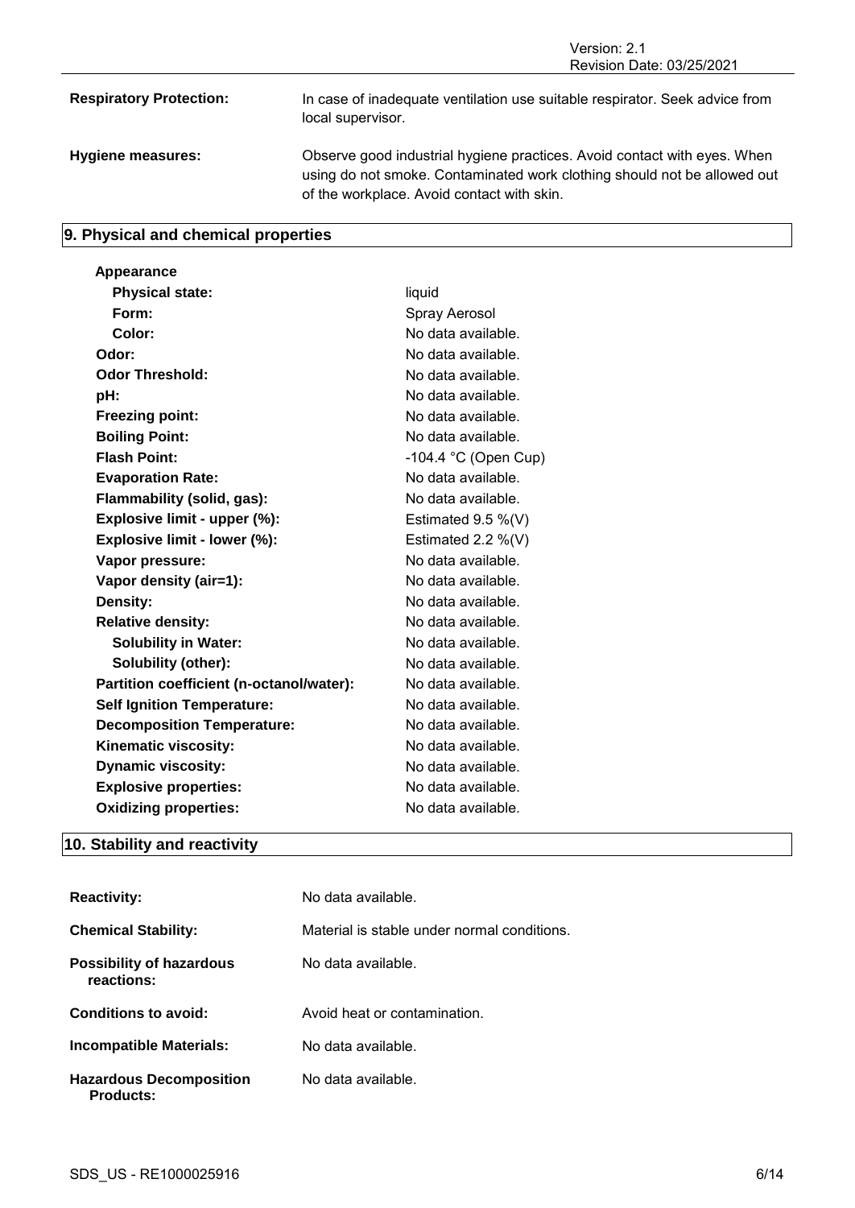| | |
|---|---|
| **Respiratory Protection:** | In case of inadequate ventilation use suitable respirator. Seek advice from local supervisor. |
| **Hygiene measures:** | Observe good industrial hygiene practices. Avoid contact with eyes. When using do not smoke. Contaminated work clothing should not be allowed out of the workplace. Avoid contact with skin. |

## 9. Physical and chemical properties

| | |
|---|---|
| **Appearance** | |
| **Physical state:** | liquid |
| **Form:** | Spray Aerosol |
| **Color:** | No data available. |
| **Odor:** | No data available. |
| **Odor Threshold:** | No data available. |
| **pH:** | No data available. |
| **Freezing point:** | No data available. |
| **Boiling Point:** | No data available. |
| **Flash Point:** | -104.4 °C (Open Cup) |
| **Evaporation Rate:** | No data available. |
| **Flammability (solid, gas):** | No data available. |
| **Explosive limit - upper (%):** | Estimated 9.5 %(V) |
| **Explosive limit - lower (%):** | Estimated 2.2 %(V) |
| **Vapor pressure:** | No data available. |
| **Vapor density (air=1):** | No data available. |
| **Density:** | No data available. |
| **Relative density:** | No data available. |
| **Solubility in Water:** | No data available. |
| **Solubility (other):** | No data available. |
| **Partition coefficient (n-octanol/water):** | No data available. |
| **Self Ignition Temperature:** | No data available. |
| **Decomposition Temperature:** | No data available. |
| **Kinematic viscosity:** | No data available. |
| **Dynamic viscosity:** | No data available. |
| **Explosive properties:** | No data available. |
| **Oxidizing properties:** | No data available. |

## 10. Stability and reactivity

| | |
|---|---|
| **Reactivity:** | No data available. |
| **Chemical Stability:** | Material is stable under normal conditions. |
| **Possibility of hazardous reactions:** | No data available. |
| **Conditions to avoid:** | Avoid heat or contamination. |
| **Incompatible Materials:** | No data available. |
| **Hazardous Decomposition Products:** | No data available. |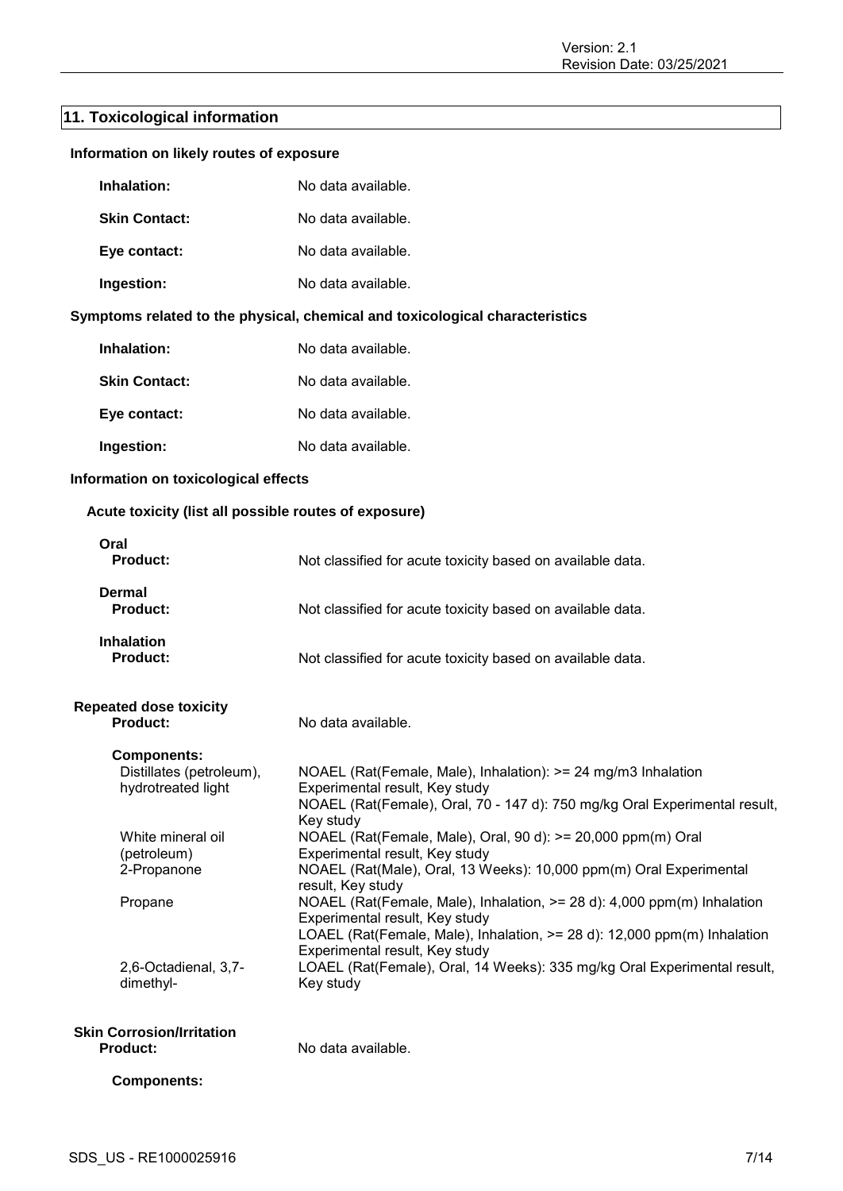## 11. Toxicological information

### Information on likely routes of exposure

| | |
|---|---|
| **Inhalation:** | No data available. |
| **Skin Contact:** | No data available. |
| **Eye contact:** | No data available. |
| **Ingestion:** | No data available. |

### Symptoms related to the physical, chemical and toxicological characteristics

| | |
|---|---|
| **Inhalation:** | No data available. |
| **Skin Contact:** | No data available. |
| **Eye contact:** | No data available. |
| **Ingestion:** | No data available. |

### Information on toxicological effects

#### Acute toxicity (list all possible routes of exposure)

**Oral**
**Product:** Not classified for acute toxicity based on available data.

**Dermal**
**Product:** Not classified for acute toxicity based on available data.

**Inhalation**
**Product:** Not classified for acute toxicity based on available data.

#### Repeated dose toxicity

**Product:** No data available.

**Components:**

| | |
|---|---|
| Distillates (petroleum), hydrotreated light | NOAEL (Rat(Female, Male), Inhalation): >= 24 mg/m3 Inhalation Experimental result, Key study<br>NOAEL (Rat(Female), Oral, 70 - 147 d): 750 mg/kg Oral Experimental result, Key study |
| White mineral oil (petroleum) | NOAEL (Rat(Female, Male), Oral, 90 d): >= 20,000 ppm(m) Oral Experimental result, Key study |
| 2-Propanone | NOAEL (Rat(Male), Oral, 13 Weeks): 10,000 ppm(m) Oral Experimental result, Key study |
| Propane | NOAEL (Rat(Female, Male), Inhalation, >= 28 d): 4,000 ppm(m) Inhalation Experimental result, Key study<br>LOAEL (Rat(Female, Male), Inhalation, >= 28 d): 12,000 ppm(m) Inhalation Experimental result, Key study |
| 2,6-Octadienal, 3,7-dimethyl- | LOAEL (Rat(Female), Oral, 14 Weeks): 335 mg/kg Oral Experimental result, Key study |

#### Skin Corrosion/Irritation

**Product:** No data available.

**Components:**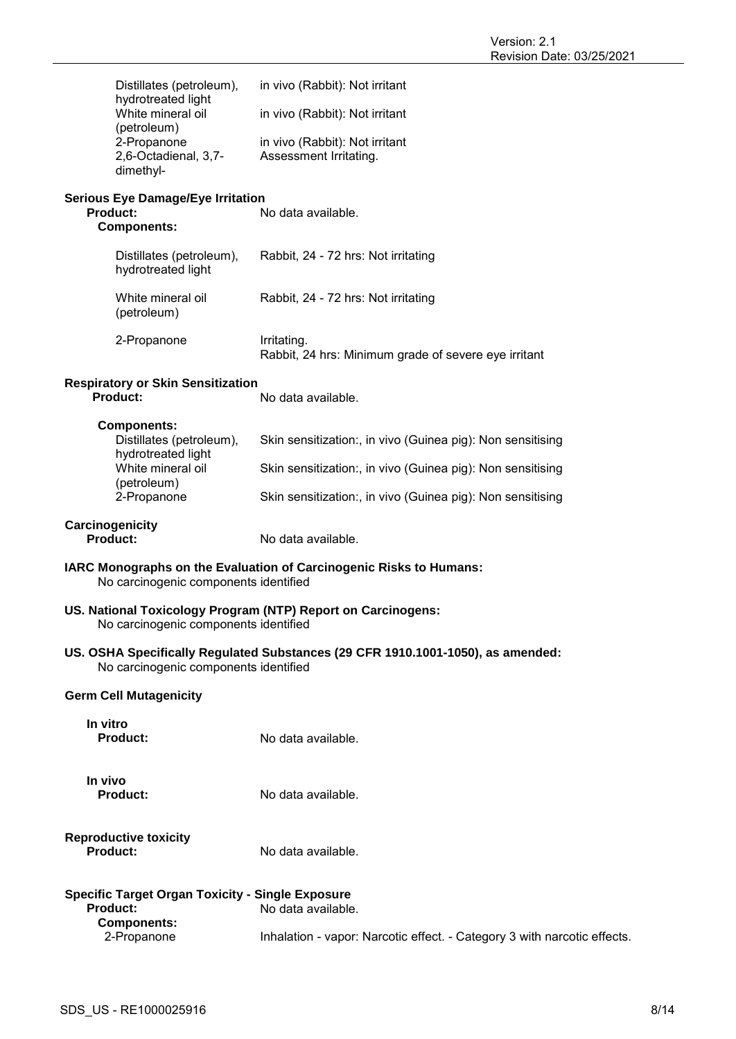| | |
|---|---|
| Distillates (petroleum), hydrotreated light | in vivo (Rabbit): Not irritant |
| White mineral oil (petroleum) | in vivo (Rabbit): Not irritant |
| 2-Propanone | in vivo (Rabbit): Not irritant |
| 2,6-Octadienal, 3,7-dimethyl- | Assessment Irritating. |

**Serious Eye Damage/Eye Irritation**

**Product:** No data available.

**Components:**

| | |
|---|---|
| Distillates (petroleum), hydrotreated light | Rabbit, 24 - 72 hrs: Not irritating |
| White mineral oil (petroleum) | Rabbit, 24 - 72 hrs: Not irritating |
| 2-Propanone | Irritating.<br>Rabbit, 24 hrs: Minimum grade of severe eye irritant |

**Respiratory or Skin Sensitization**

**Product:** No data available.

**Components:**

| | |
|---|---|
| Distillates (petroleum), hydrotreated light | Skin sensitization:, in vivo (Guinea pig): Non sensitising |
| White mineral oil (petroleum) | Skin sensitization:, in vivo (Guinea pig): Non sensitising |
| 2-Propanone | Skin sensitization:, in vivo (Guinea pig): Non sensitising |

**Carcinogenicity**

**Product:** No data available.

**IARC Monographs on the Evaluation of Carcinogenic Risks to Humans:**
No carcinogenic components identified

**US. National Toxicology Program (NTP) Report on Carcinogens:**
No carcinogenic components identified

**US. OSHA Specifically Regulated Substances (29 CFR 1910.1001-1050), as amended:**
No carcinogenic components identified

**Germ Cell Mutagenicity**

**In vitro**

**Product:** No data available.

**In vivo**

**Product:** No data available.

**Reproductive toxicity**

**Product:** No data available.

**Specific Target Organ Toxicity - Single Exposure**

**Product:** No data available.

**Components:**

2-Propanone: Inhalation - vapor: Narcotic effect. - Category 3 with narcotic effects.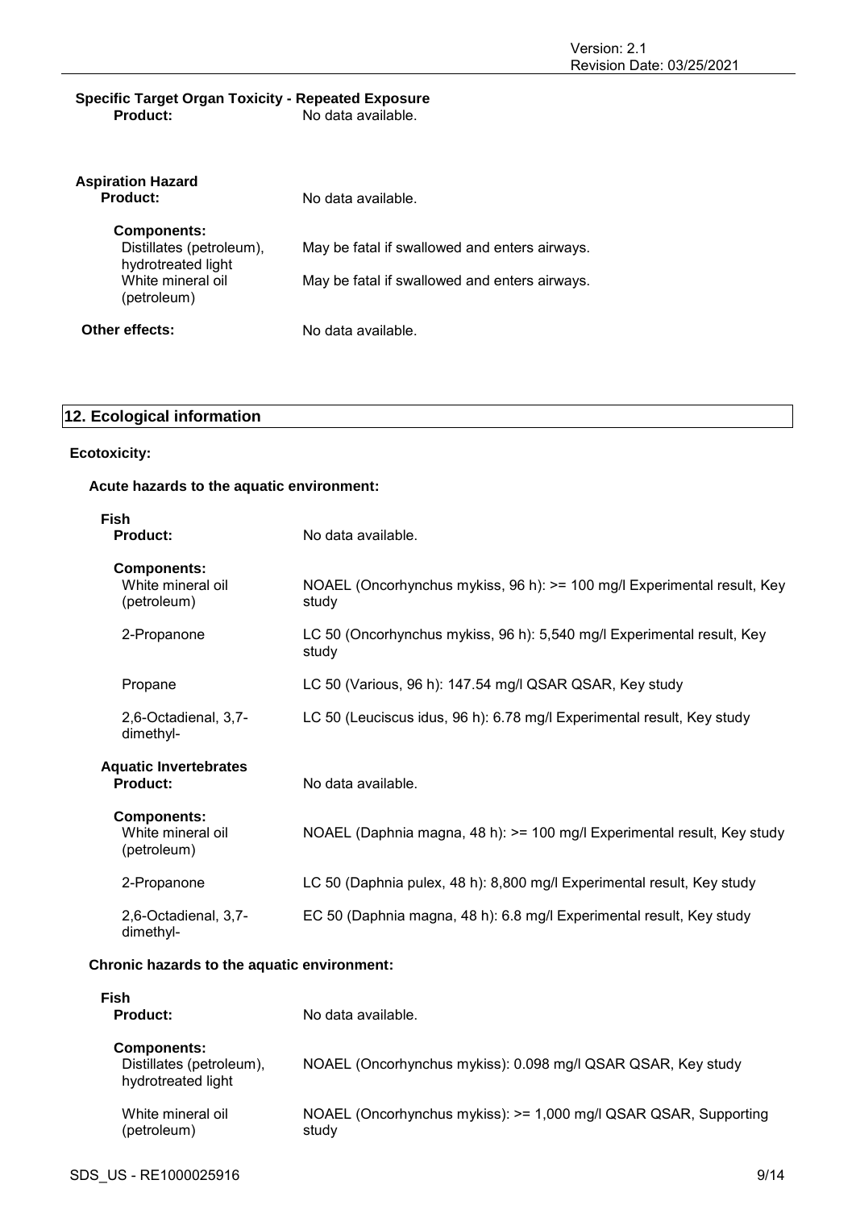**Specific Target Organ Toxicity - Repeated Exposure**

**Product:** No data available.

**Aspiration Hazard**

**Product:** No data available.

**Components:**

| | |
|---|---|
| Distillates (petroleum), hydrotreated light | May be fatal if swallowed and enters airways. |
| White mineral oil (petroleum) | May be fatal if swallowed and enters airways. |

**Other effects:** No data available.

## 12. Ecological information

**Ecotoxicity:**

**Acute hazards to the aquatic environment:**

**Fish**

**Product:** No data available.

**Components:**

| | |
|---|---|
| White mineral oil (petroleum) | NOAEL (Oncorhynchus mykiss, 96 h): >= 100 mg/l Experimental result, Key study |
| 2-Propanone | LC 50 (Oncorhynchus mykiss, 96 h): 5,540 mg/l Experimental result, Key study |
| Propane | LC 50 (Various, 96 h): 147.54 mg/l QSAR QSAR, Key study |
| 2,6-Octadienal, 3,7-dimethyl- | LC 50 (Leuciscus idus, 96 h): 6.78 mg/l Experimental result, Key study |

**Aquatic Invertebrates**

**Product:** No data available.

**Components:**

| | |
|---|---|
| White mineral oil (petroleum) | NOAEL (Daphnia magna, 48 h): >= 100 mg/l Experimental result, Key study |
| 2-Propanone | LC 50 (Daphnia pulex, 48 h): 8,800 mg/l Experimental result, Key study |
| 2,6-Octadienal, 3,7-dimethyl- | EC 50 (Daphnia magna, 48 h): 6.8 mg/l Experimental result, Key study |

**Chronic hazards to the aquatic environment:**

**Fish**

**Product:** No data available.

**Components:**

| | |
|---|---|
| Distillates (petroleum), hydrotreated light | NOAEL (Oncorhynchus mykiss): 0.098 mg/l QSAR QSAR, Key study |
| White mineral oil (petroleum) | NOAEL (Oncorhynchus mykiss): >= 1,000 mg/l QSAR QSAR, Supporting study |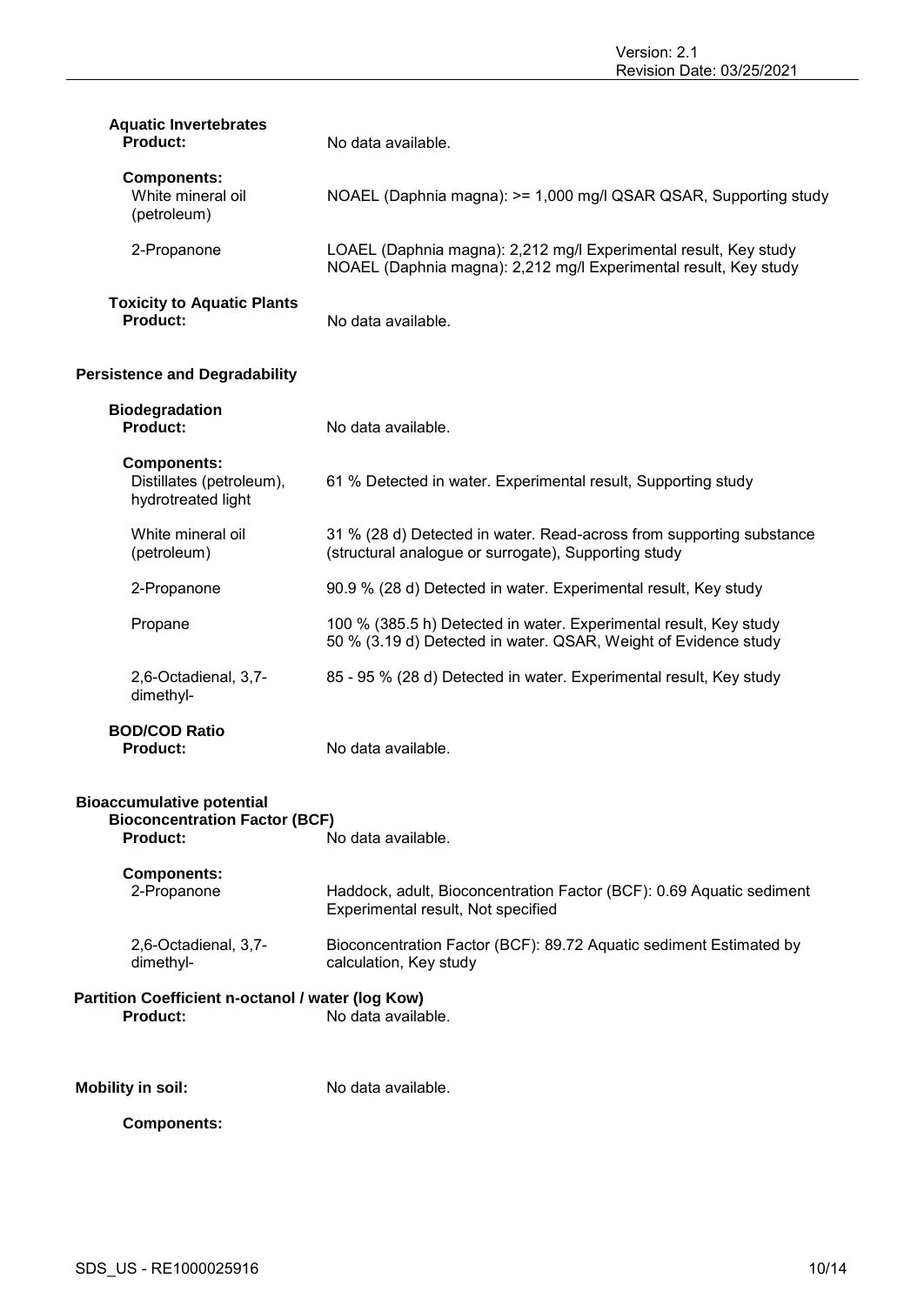**Aquatic Invertebrates**

**Product:** No data available.

**Components:**

| | |
|---|---|
| White mineral oil (petroleum) | NOAEL (Daphnia magna): >= 1,000 mg/l QSAR QSAR, Supporting study |
| 2-Propanone | LOAEL (Daphnia magna): 2,212 mg/l Experimental result, Key study<br>NOAEL (Daphnia magna): 2,212 mg/l Experimental result, Key study |

**Toxicity to Aquatic Plants**

**Product:** No data available.

### Persistence and Degradability

**Biodegradation**

**Product:** No data available.

**Components:**

| | |
|---|---|
| Distillates (petroleum), hydrotreated light | 61 % Detected in water. Experimental result, Supporting study |
| White mineral oil (petroleum) | 31 % (28 d) Detected in water. Read-across from supporting substance (structural analogue or surrogate), Supporting study |
| 2-Propanone | 90.9 % (28 d) Detected in water. Experimental result, Key study |
| Propane | 100 % (385.5 h) Detected in water. Experimental result, Key study<br>50 % (3.19 d) Detected in water. QSAR, Weight of Evidence study |
| 2,6-Octadienal, 3,7-dimethyl- | 85 - 95 % (28 d) Detected in water. Experimental result, Key study |

**BOD/COD Ratio**

**Product:** No data available.

### Bioaccumulative potential

**Bioconcentration Factor (BCF)**

**Product:** No data available.

**Components:**

| | |
|---|---|
| 2-Propanone | Haddock, adult, Bioconcentration Factor (BCF): 0.69 Aquatic sediment Experimental result, Not specified |
| 2,6-Octadienal, 3,7-dimethyl- | Bioconcentration Factor (BCF): 89.72 Aquatic sediment Estimated by calculation, Key study |

**Partition Coefficient n-octanol / water (log Kow)**

**Product:** No data available.

**Mobility in soil:** No data available.

**Components:**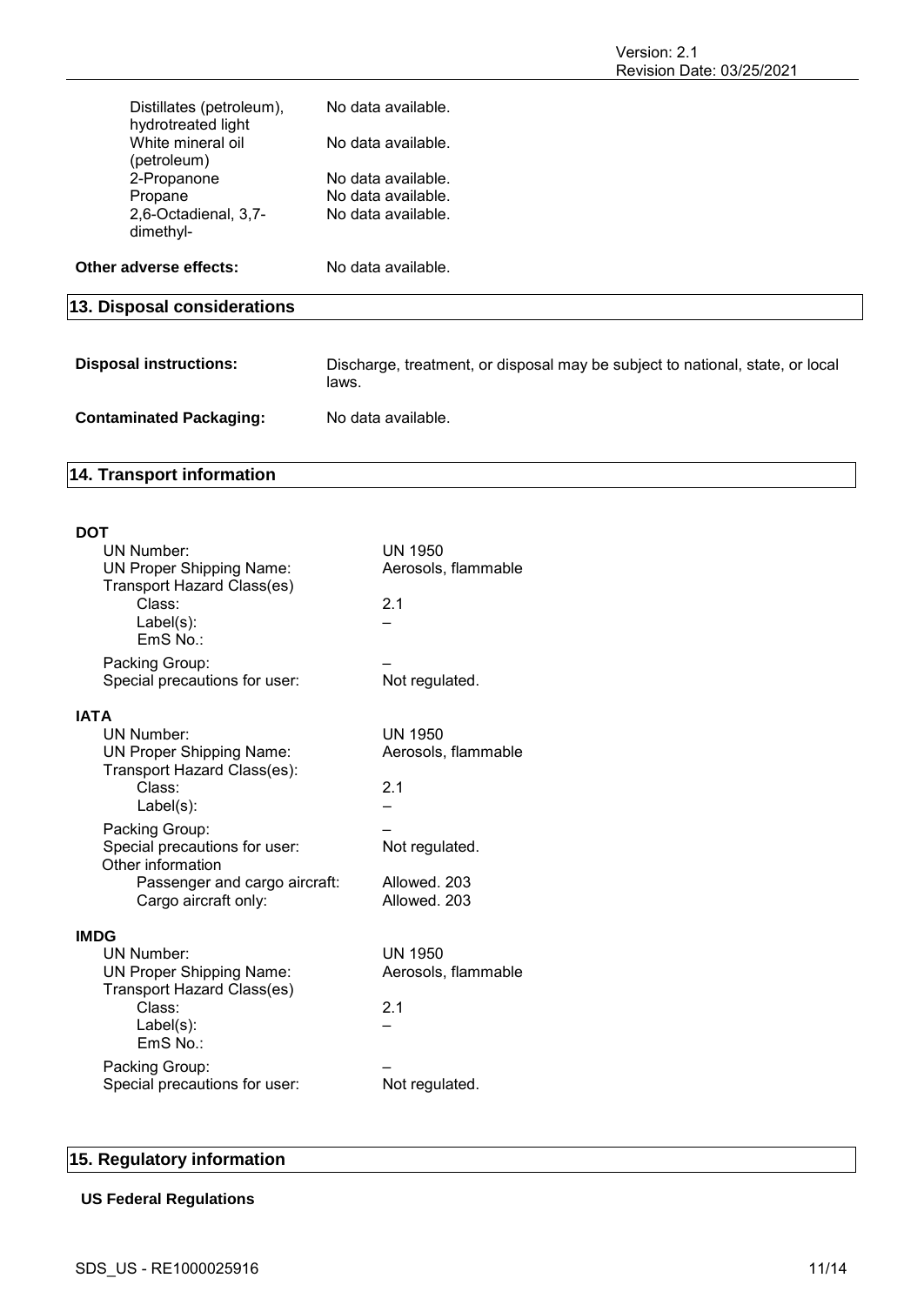| | |
|---|---|
| Distillates (petroleum), hydrotreated light | No data available. |
| White mineral oil (petroleum) | No data available. |
| 2-Propanone | No data available. |
| Propane | No data available. |
| 2,6-Octadienal, 3,7-dimethyl- | No data available. |

**Other adverse effects:** No data available.

## 13. Disposal considerations

**Disposal instructions:** Discharge, treatment, or disposal may be subject to national, state, or local laws.

**Contaminated Packaging:** No data available.

## 14. Transport information

**DOT**

| | |
|---|---|
| UN Number: | UN 1950 |
| UN Proper Shipping Name: | Aerosols, flammable |
| Transport Hazard Class(es) | |
| Class: | 2.1 |
| Label(s): | – |
| EmS No.: | |
| Packing Group: | – |
| Special precautions for user: | Not regulated. |

**IATA**

| | |
|---|---|
| UN Number: | UN 1950 |
| UN Proper Shipping Name: | Aerosols, flammable |
| Transport Hazard Class(es): | |
| Class: | 2.1 |
| Label(s): | – |
| Packing Group: | – |
| Special precautions for user: | Not regulated. |
| Other information | |
| Passenger and cargo aircraft: | Allowed. 203 |
| Cargo aircraft only: | Allowed. 203 |

**IMDG**

| | |
|---|---|
| UN Number: | UN 1950 |
| UN Proper Shipping Name: | Aerosols, flammable |
| Transport Hazard Class(es) | |
| Class: | 2.1 |
| Label(s): | – |
| EmS No.: | |
| Packing Group: | – |
| Special precautions for user: | Not regulated. |

## 15. Regulatory information

**US Federal Regulations**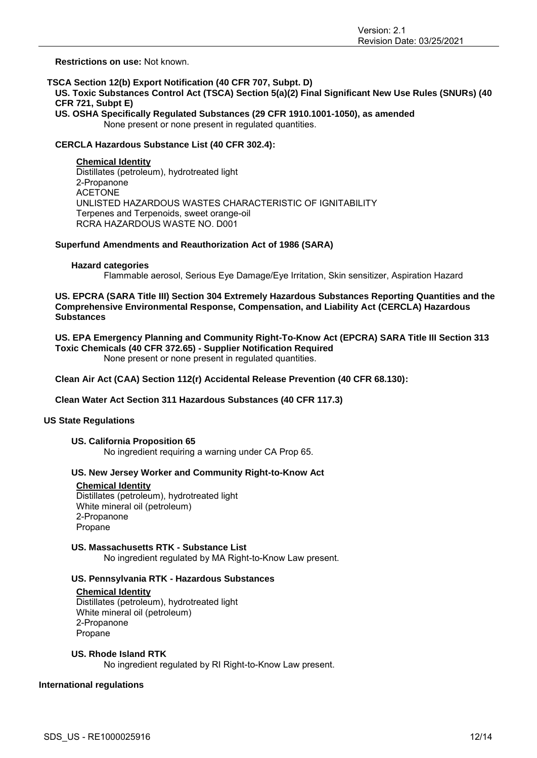**Restrictions on use:** Not known.

**TSCA Section 12(b) Export Notification (40 CFR 707, Subpt. D)**

**US. Toxic Substances Control Act (TSCA) Section 5(a)(2) Final Significant New Use Rules (SNURs) (40 CFR 721, Subpt E)**

**US. OSHA Specifically Regulated Substances (29 CFR 1910.1001-1050), as amended**

None present or none present in regulated quantities.

**CERCLA Hazardous Substance List (40 CFR 302.4):**

**Chemical Identity**

Distillates (petroleum), hydrotreated light
2-Propanone
ACETONE
UNLISTED HAZARDOUS WASTES CHARACTERISTIC OF IGNITABILITY
Terpenes and Terpenoids, sweet orange-oil
RCRA HAZARDOUS WASTE NO. D001

**Superfund Amendments and Reauthorization Act of 1986 (SARA)**

**Hazard categories**

Flammable aerosol, Serious Eye Damage/Eye Irritation, Skin sensitizer, Aspiration Hazard

**US. EPCRA (SARA Title III) Section 304 Extremely Hazardous Substances Reporting Quantities and the Comprehensive Environmental Response, Compensation, and Liability Act (CERCLA) Hazardous Substances**

**US. EPA Emergency Planning and Community Right-To-Know Act (EPCRA) SARA Title III Section 313 Toxic Chemicals (40 CFR 372.65) - Supplier Notification Required**

None present or none present in regulated quantities.

**Clean Air Act (CAA) Section 112(r) Accidental Release Prevention (40 CFR 68.130):**

**Clean Water Act Section 311 Hazardous Substances (40 CFR 117.3)**

**US State Regulations**

**US. California Proposition 65**

No ingredient requiring a warning under CA Prop 65.

**US. New Jersey Worker and Community Right-to-Know Act**

**Chemical Identity**

Distillates (petroleum), hydrotreated light
White mineral oil (petroleum)
2-Propanone
Propane

**US. Massachusetts RTK - Substance List**

No ingredient regulated by MA Right-to-Know Law present.

**US. Pennsylvania RTK - Hazardous Substances**

**Chemical Identity**

Distillates (petroleum), hydrotreated light
White mineral oil (petroleum)
2-Propanone
Propane

**US. Rhode Island RTK**

No ingredient regulated by RI Right-to-Know Law present.

**International regulations**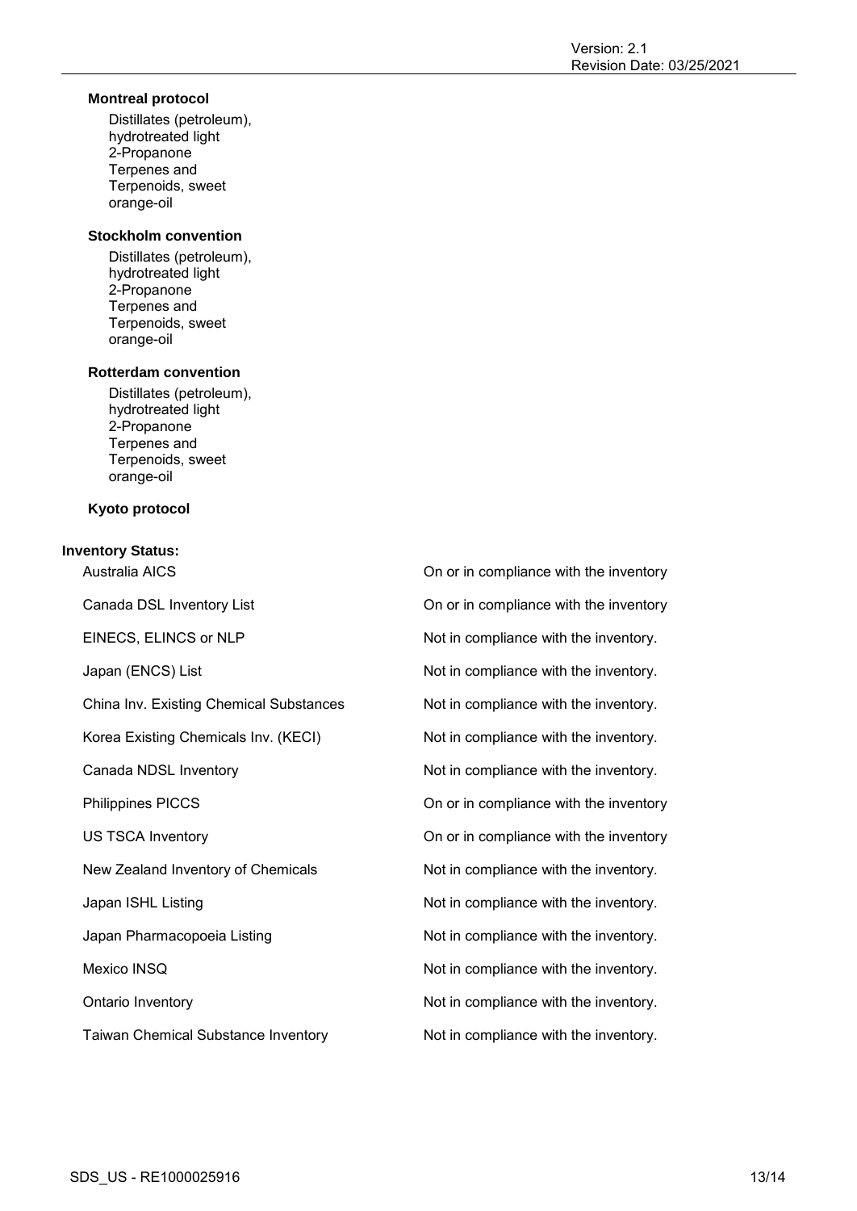**Montreal protocol**

Distillates (petroleum), hydrotreated light
2-Propanone
Terpenes and Terpenoids, sweet orange-oil

**Stockholm convention**

Distillates (petroleum), hydrotreated light
2-Propanone
Terpenes and Terpenoids, sweet orange-oil

**Rotterdam convention**

Distillates (petroleum), hydrotreated light
2-Propanone
Terpenes and Terpenoids, sweet orange-oil

**Kyoto protocol**

**Inventory Status:**

| | |
|---|---|
| Australia AICS | On or in compliance with the inventory |
| Canada DSL Inventory List | On or in compliance with the inventory |
| EINECS, ELINCS or NLP | Not in compliance with the inventory. |
| Japan (ENCS) List | Not in compliance with the inventory. |
| China Inv. Existing Chemical Substances | Not in compliance with the inventory. |
| Korea Existing Chemicals Inv. (KECI) | Not in compliance with the inventory. |
| Canada NDSL Inventory | Not in compliance with the inventory. |
| Philippines PICCS | On or in compliance with the inventory |
| US TSCA Inventory | On or in compliance with the inventory |
| New Zealand Inventory of Chemicals | Not in compliance with the inventory. |
| Japan ISHL Listing | Not in compliance with the inventory. |
| Japan Pharmacopoeia Listing | Not in compliance with the inventory. |
| Mexico INSQ | Not in compliance with the inventory. |
| Ontario Inventory | Not in compliance with the inventory. |
| Taiwan Chemical Substance Inventory | Not in compliance with the inventory. |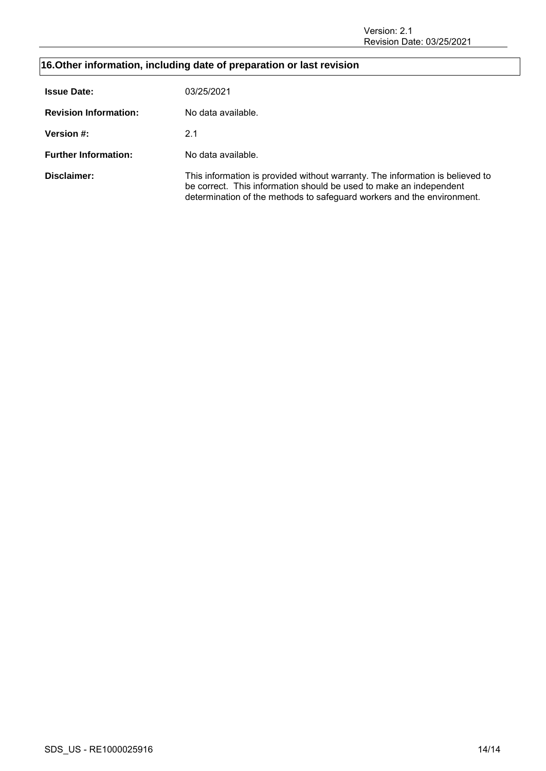## 16.Other information, including date of preparation or last revision

| | |
|---|---|
| **Issue Date:** | 03/25/2021 |
| **Revision Information:** | No data available. |
| **Version #:** | 2.1 |
| **Further Information:** | No data available. |
| **Disclaimer:** | This information is provided without warranty. The information is believed to be correct. This information should be used to make an independent determination of the methods to safeguard workers and the environment. |